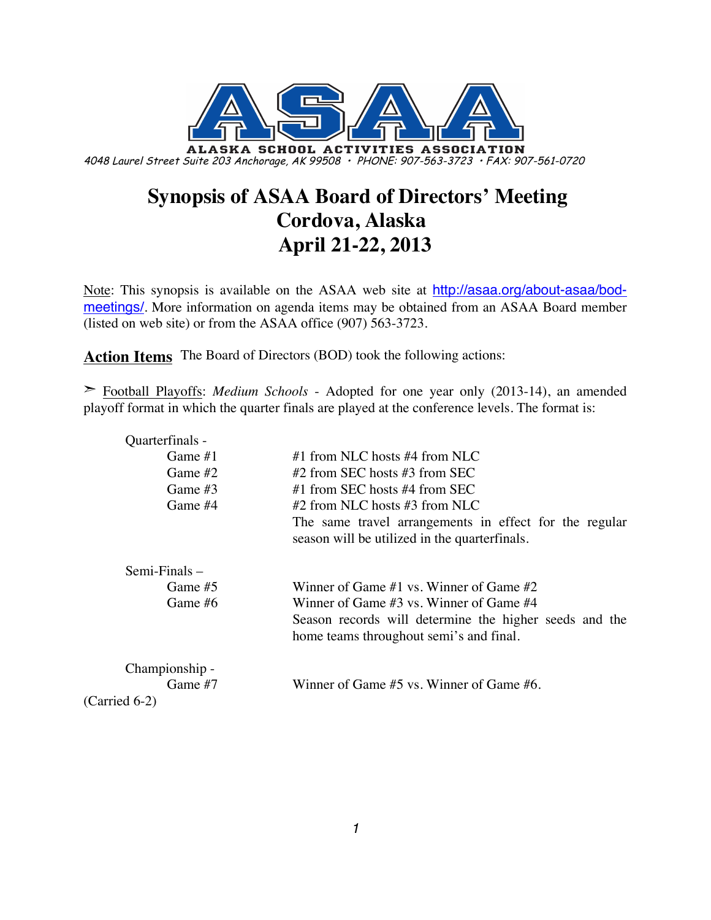ALASKA SCHOOL ACTIVITIES ASSOCIATION

4048 Laurel Street Suite 203 Anchorage, AK 99508 • PHONE: 907-563-3723 • FAX: 907-561-0720

# Synopsis of ASAA Board of Directors' Meeting
# Cordova, Alaska
# April 21-22, 2013

Note: This synopsis is available on the ASAA web site at http://asaa.org/about-asaa/bod-meetings/. More information on agenda items may be obtained from an ASAA Board member (listed on web site) or from the ASAA office (907) 563-3723.

**Action Items** The Board of Directors (BOD) took the following actions:

➢ Football Playoffs: *Medium Schools* - Adopted for one year only (2013-14), an amended playoff format in which the quarter finals are played at the conference levels. The format is:

Quarterfinals -

- Game #1 — #1 from NLC hosts #4 from NLC
- Game #2 — #2 from SEC hosts #3 from SEC
- Game #3 — #1 from SEC hosts #4 from SEC
- Game #4 — #2 from NLC hosts #3 from NLC

The same travel arrangements in effect for the regular season will be utilized in the quarterfinals.

Semi-Finals –

- Game #5 — Winner of Game #1 vs. Winner of Game #2
- Game #6 — Winner of Game #3 vs. Winner of Game #4

Season records will determine the higher seeds and the home teams throughout semi's and final.

Championship -

- Game #7 — Winner of Game #5 vs. Winner of Game #6.

(Carried 6-2)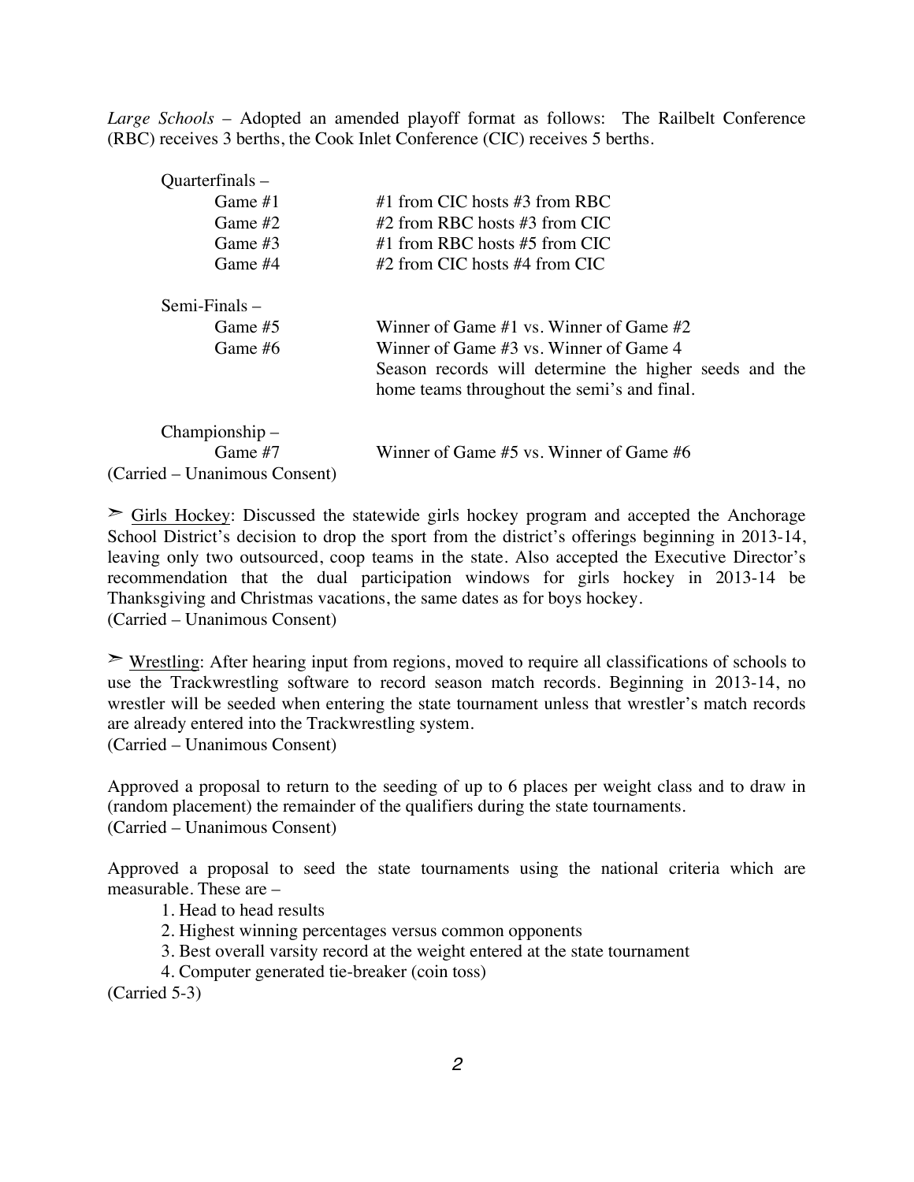*Large Schools* – Adopted an amended playoff format as follows: The Railbelt Conference (RBC) receives 3 berths, the Cook Inlet Conference (CIC) receives 5 berths.

Quarterfinals –

| | |
|---|---|
| Game #1 | #1 from CIC hosts #3 from RBC |
| Game #2 | #2 from RBC hosts #3 from CIC |
| Game #3 | #1 from RBC hosts #5 from CIC |
| Game #4 | #2 from CIC hosts #4 from CIC |

Semi-Finals –

| | |
|---|---|
| Game #5 | Winner of Game #1 vs. Winner of Game #2 |
| Game #6 | Winner of Game #3 vs. Winner of Game 4 |
| | Season records will determine the higher seeds and the home teams throughout the semi's and final. |

Championship –

| | |
|---|---|
| Game #7 | Winner of Game #5 vs. Winner of Game #6 |

(Carried – Unanimous Consent)

➢ Girls Hockey: Discussed the statewide girls hockey program and accepted the Anchorage School District's decision to drop the sport from the district's offerings beginning in 2013-14, leaving only two outsourced, coop teams in the state. Also accepted the Executive Director's recommendation that the dual participation windows for girls hockey in 2013-14 be Thanksgiving and Christmas vacations, the same dates as for boys hockey.
(Carried – Unanimous Consent)

➢ Wrestling: After hearing input from regions, moved to require all classifications of schools to use the Trackwrestling software to record season match records. Beginning in 2013-14, no wrestler will be seeded when entering the state tournament unless that wrestler's match records are already entered into the Trackwrestling system.
(Carried – Unanimous Consent)

Approved a proposal to return to the seeding of up to 6 places per weight class and to draw in (random placement) the remainder of the qualifiers during the state tournaments.
(Carried – Unanimous Consent)

Approved a proposal to seed the state tournaments using the national criteria which are measurable. These are –

1. Head to head results
2. Highest winning percentages versus common opponents
3. Best overall varsity record at the weight entered at the state tournament
4. Computer generated tie-breaker (coin toss)

(Carried 5-3)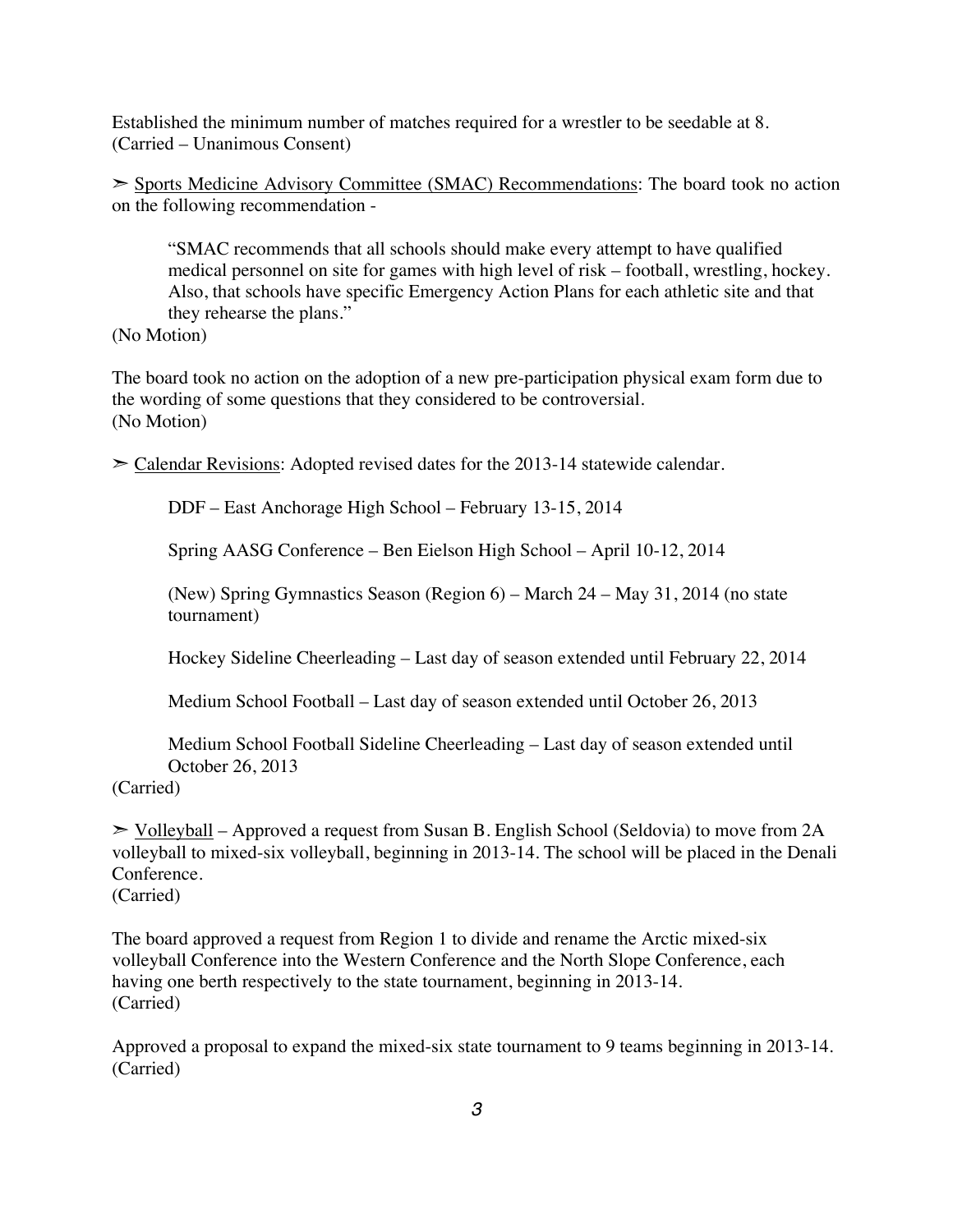Established the minimum number of matches required for a wrestler to be seedable at 8.
(Carried – Unanimous Consent)

➢ <u>Sports Medicine Advisory Committee (SMAC) Recommendations</u>: The board took no action on the following recommendation -

> "SMAC recommends that all schools should make every attempt to have qualified medical personnel on site for games with high level of risk – football, wrestling, hockey. Also, that schools have specific Emergency Action Plans for each athletic site and that they rehearse the plans."

(No Motion)

The board took no action on the adoption of a new pre-participation physical exam form due to the wording of some questions that they considered to be controversial.
(No Motion)

➢ <u>Calendar Revisions</u>: Adopted revised dates for the 2013-14 statewide calendar.

> DDF – East Anchorage High School – February 13-15, 2014
>
> Spring AASG Conference – Ben Eielson High School – April 10-12, 2014
>
> (New) Spring Gymnastics Season (Region 6) – March 24 – May 31, 2014 (no state tournament)
>
> Hockey Sideline Cheerleading – Last day of season extended until February 22, 2014
>
> Medium School Football – Last day of season extended until October 26, 2013
>
> Medium School Football Sideline Cheerleading – Last day of season extended until October 26, 2013

(Carried)

➢ <u>Volleyball</u> – Approved a request from Susan B. English School (Seldovia) to move from 2A volleyball to mixed-six volleyball, beginning in 2013-14. The school will be placed in the Denali Conference.
(Carried)

The board approved a request from Region 1 to divide and rename the Arctic mixed-six volleyball Conference into the Western Conference and the North Slope Conference, each having one berth respectively to the state tournament, beginning in 2013-14.
(Carried)

Approved a proposal to expand the mixed-six state tournament to 9 teams beginning in 2013-14.
(Carried)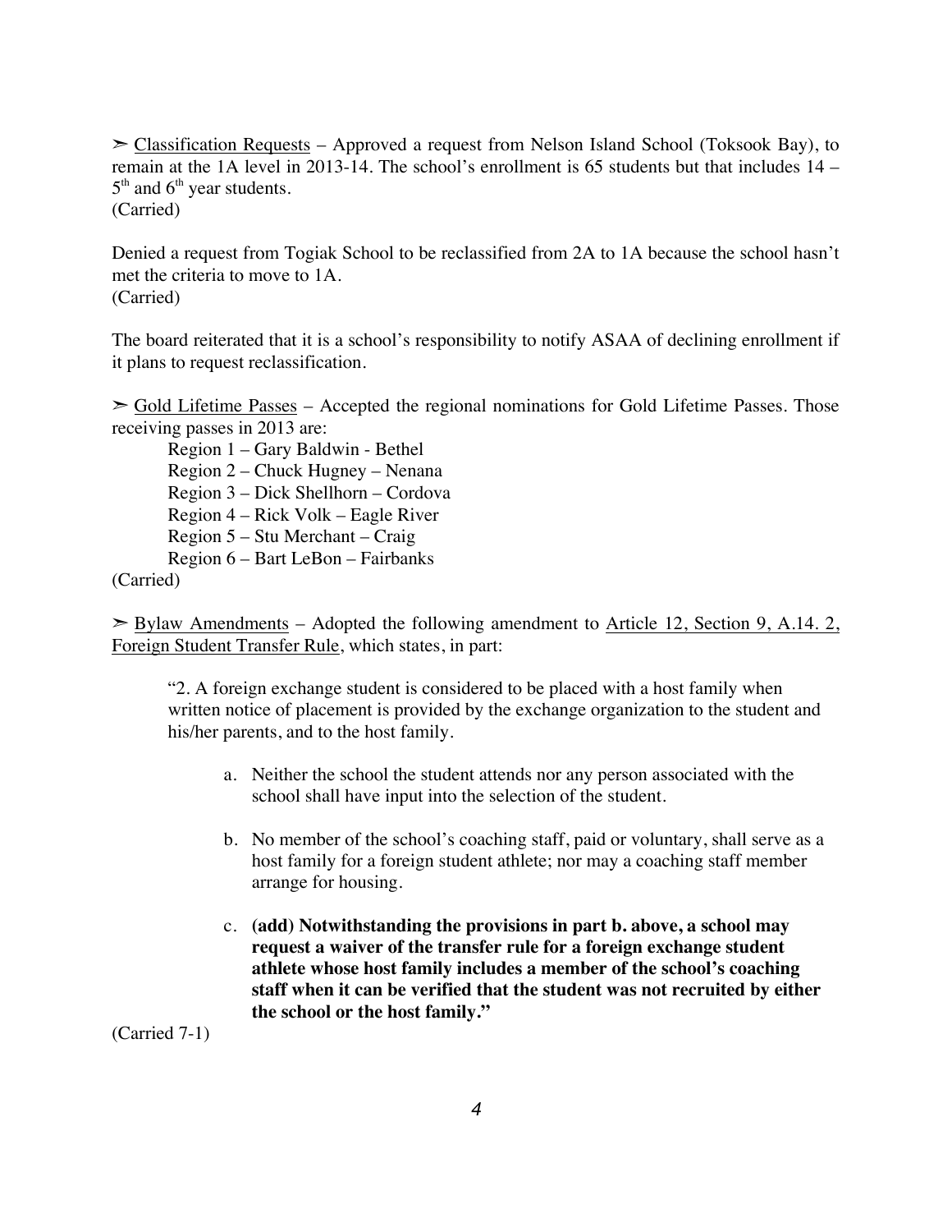➢ Classification Requests – Approved a request from Nelson Island School (Toksook Bay), to remain at the 1A level in 2013-14. The school's enrollment is 65 students but that includes 14 – 5th and 6th year students.
(Carried)

Denied a request from Togiak School to be reclassified from 2A to 1A because the school hasn't met the criteria to move to 1A.
(Carried)

The board reiterated that it is a school's responsibility to notify ASAA of declining enrollment if it plans to request reclassification.

➢ Gold Lifetime Passes – Accepted the regional nominations for Gold Lifetime Passes. Those receiving passes in 2013 are:

Region 1 – Gary Baldwin - Bethel
Region 2 – Chuck Hugney – Nenana
Region 3 – Dick Shellhorn – Cordova
Region 4 – Rick Volk – Eagle River
Region 5 – Stu Merchant – Craig
Region 6 – Bart LeBon – Fairbanks

(Carried)

➢ Bylaw Amendments – Adopted the following amendment to Article 12, Section 9, A.14. 2, Foreign Student Transfer Rule, which states, in part:

> "2. A foreign exchange student is considered to be placed with a host family when written notice of placement is provided by the exchange organization to the student and his/her parents, and to the host family.
>
> a. Neither the school the student attends nor any person associated with the school shall have input into the selection of the student.
>
> b. No member of the school's coaching staff, paid or voluntary, shall serve as a host family for a foreign student athlete; nor may a coaching staff member arrange for housing.
>
> c. **(add) Notwithstanding the provisions in part b. above, a school may request a waiver of the transfer rule for a foreign exchange student athlete whose host family includes a member of the school's coaching staff when it can be verified that the student was not recruited by either the school or the host family."**

(Carried 7-1)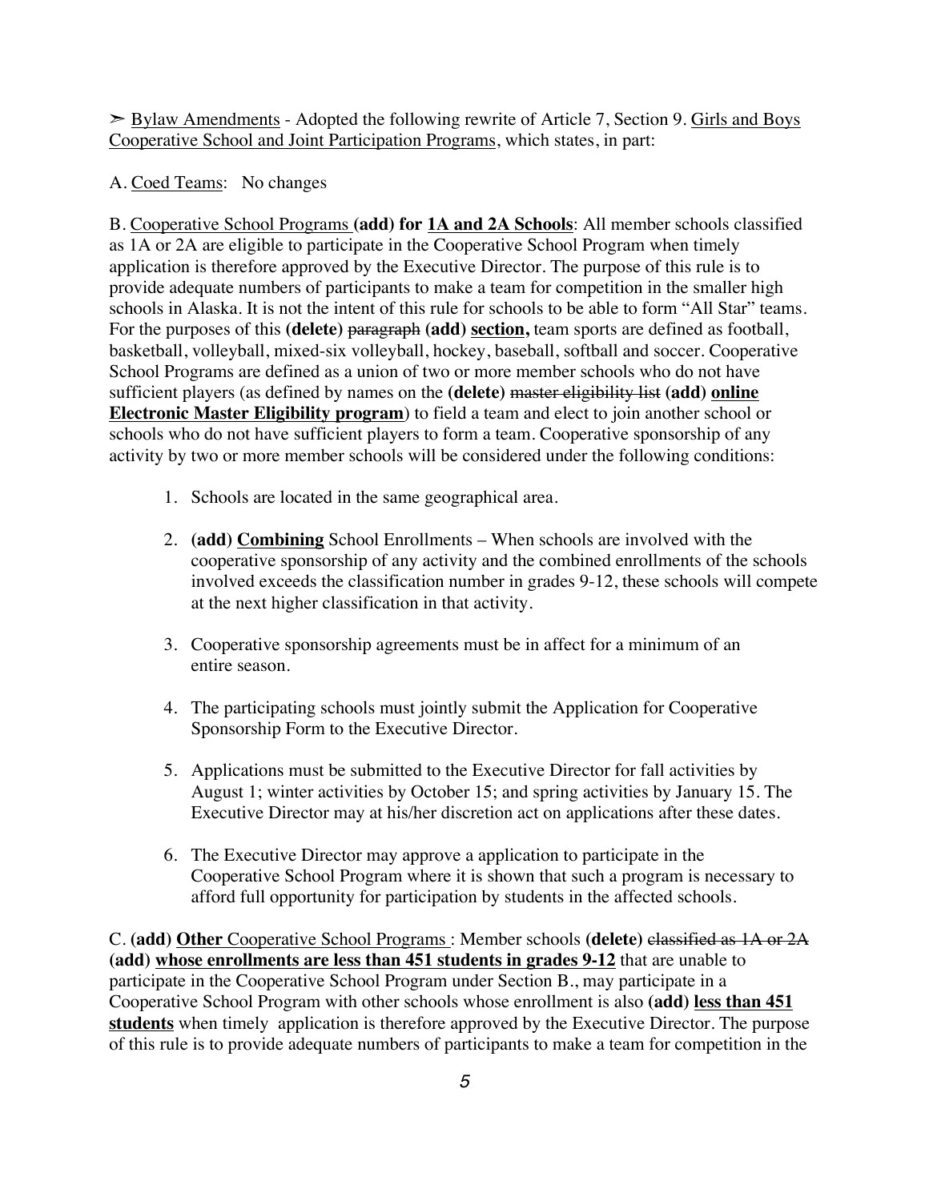➢ <u>Bylaw Amendments</u> - Adopted the following rewrite of Article 7, Section 9. <u>Girls and Boys Cooperative School and Joint Participation Programs</u>, which states, in part:

A. <u>Coed Teams</u>: No changes

B. <u>Cooperative School Programs</u> **(add) for <u>1A and 2A Schools</u>**: All member schools classified as 1A or 2A are eligible to participate in the Cooperative School Program when timely application is therefore approved by the Executive Director. The purpose of this rule is to provide adequate numbers of participants to make a team for competition in the smaller high schools in Alaska. It is not the intent of this rule for schools to be able to form "All Star" teams. For the purposes of this **(delete)** ~~paragraph~~ **(add) <u>section</u>,** team sports are defined as football, basketball, volleyball, mixed-six volleyball, hockey, baseball, softball and soccer. Cooperative School Programs are defined as a union of two or more member schools who do not have sufficient players (as defined by names on the **(delete)** ~~master eligibility list~~ **(add) <u>online Electronic Master Eligibility program</u>**) to field a team and elect to join another school or schools who do not have sufficient players to form a team. Cooperative sponsorship of any activity by two or more member schools will be considered under the following conditions:

1. Schools are located in the same geographical area.
2. **(add) <u>Combining</u>** School Enrollments – When schools are involved with the cooperative sponsorship of any activity and the combined enrollments of the schools involved exceeds the classification number in grades 9-12, these schools will compete at the next higher classification in that activity.
3. Cooperative sponsorship agreements must be in affect for a minimum of an entire season.
4. The participating schools must jointly submit the Application for Cooperative Sponsorship Form to the Executive Director.
5. Applications must be submitted to the Executive Director for fall activities by August 1; winter activities by October 15; and spring activities by January 15. The Executive Director may at his/her discretion act on applications after these dates.
6. The Executive Director may approve a application to participate in the Cooperative School Program where it is shown that such a program is necessary to afford full opportunity for participation by students in the affected schools.

C. **(add) <u>Other</u>** <u>Cooperative School Programs</u> : Member schools **(delete)** ~~classified as 1A or 2A~~ **(add) <u>whose enrollments are less than 451 students in grades 9-12</u>** that are unable to participate in the Cooperative School Program under Section B., may participate in a Cooperative School Program with other schools whose enrollment is also **(add) <u>less than 451 students</u>** when timely application is therefore approved by the Executive Director. The purpose of this rule is to provide adequate numbers of participants to make a team for competition in the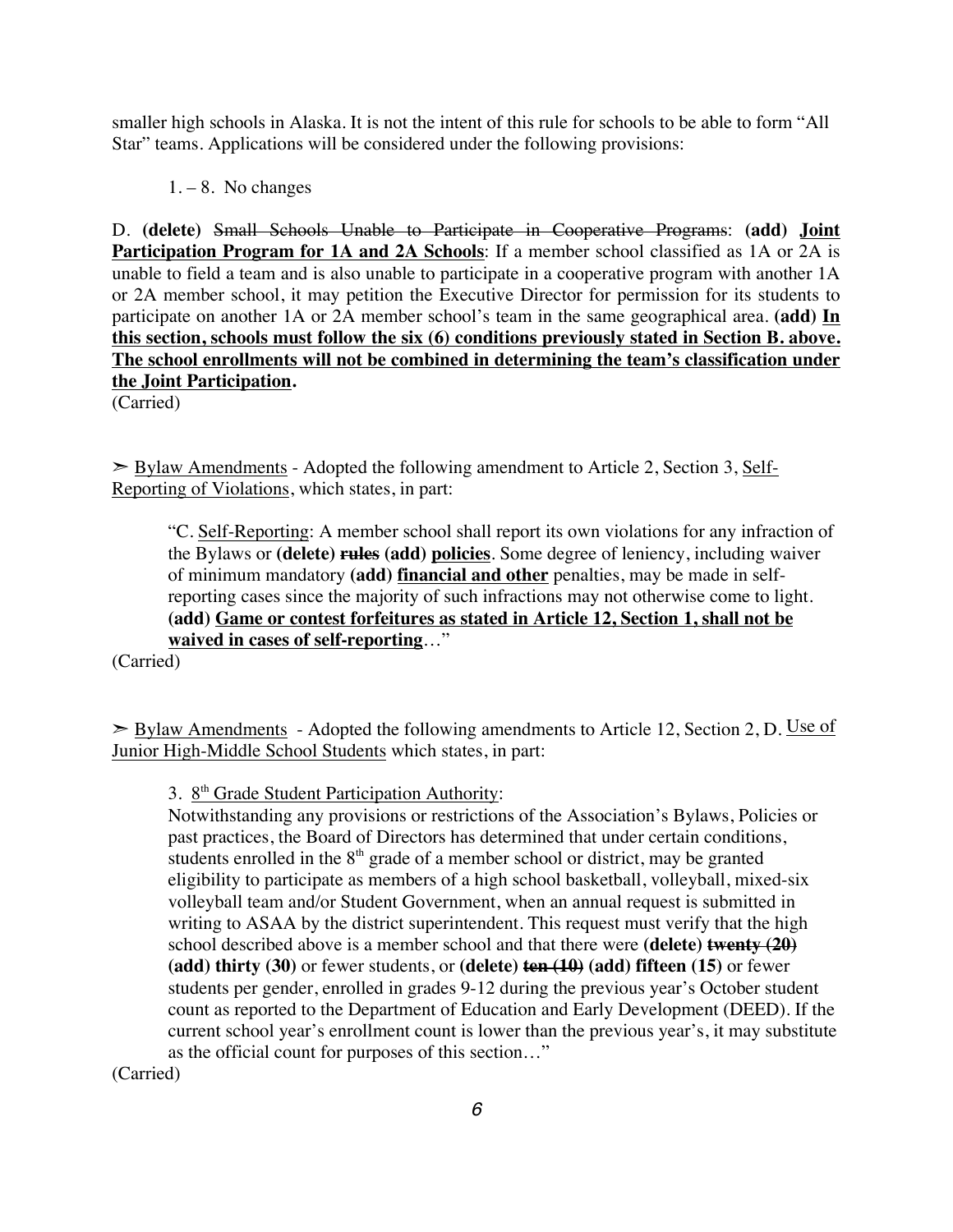smaller high schools in Alaska. It is not the intent of this rule for schools to be able to form "All Star" teams. Applications will be considered under the following provisions:

1. – 8. No changes

D. **(delete)** ~~Small Schools Unable to Participate in Cooperative Programs~~: **(add)** **<u>Joint Participation Program for 1A and 2A Schools</u>**: If a member school classified as 1A or 2A is unable to field a team and is also unable to participate in a cooperative program with another 1A or 2A member school, it may petition the Executive Director for permission for its students to participate on another 1A or 2A member school's team in the same geographical area. **(add)** **<u>In this section, schools must follow the six (6) conditions previously stated in Section B. above. The school enrollments will not be combined in determining the team's classification under the Joint Participation</u>.**

(Carried)

➢ <u>Bylaw Amendments</u> - Adopted the following amendment to Article 2, Section 3, <u>Self-Reporting of Violations</u>, which states, in part:

> "C. <u>Self-Reporting</u>: A member school shall report its own violations for any infraction of the Bylaws or **(delete)** ~~**rules**~~ **(add)** **<u>policies</u>**. Some degree of leniency, including waiver of minimum mandatory **(add)** **<u>financial and other</u>** penalties, may be made in self-reporting cases since the majority of such infractions may not otherwise come to light. **(add)** **<u>Game or contest forfeitures as stated in Article 12, Section 1, shall not be waived in cases of self-reporting</u>**…"

(Carried)

➢ <u>Bylaw Amendments</u> - Adopted the following amendments to Article 12, Section 2, D. <u>Use of Junior High-Middle School Students</u> which states, in part:

> 3. <u>8th Grade Student Participation Authority</u>:
>
> Notwithstanding any provisions or restrictions of the Association's Bylaws, Policies or past practices, the Board of Directors has determined that under certain conditions, students enrolled in the 8th grade of a member school or district, may be granted eligibility to participate as members of a high school basketball, volleyball, mixed-six volleyball team and/or Student Government, when an annual request is submitted in writing to ASAA by the district superintendent. This request must verify that the high school described above is a member school and that there were **(delete)** ~~**twenty (20)**~~ **(add) thirty (30)** or fewer students, or **(delete)** ~~**ten (10)**~~ **(add) fifteen (15)** or fewer students per gender, enrolled in grades 9-12 during the previous year's October student count as reported to the Department of Education and Early Development (DEED). If the current school year's enrollment count is lower than the previous year's, it may substitute as the official count for purposes of this section…"

(Carried)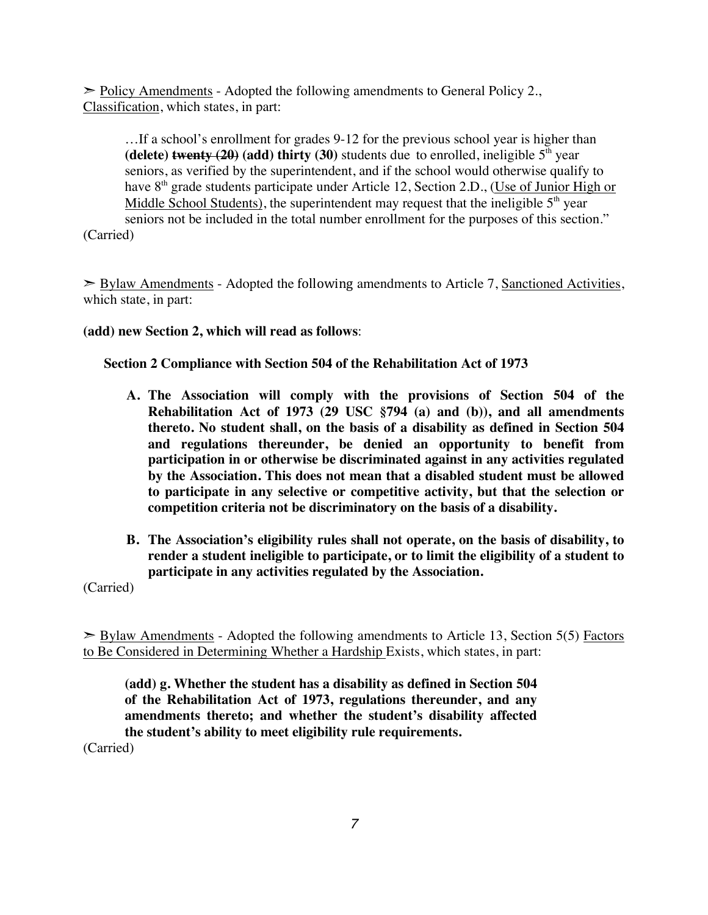➢ <u>Policy Amendments</u> - Adopted the following amendments to General Policy 2., <u>Classification</u>, which states, in part:

> …If a school's enrollment for grades 9-12 for the previous school year is higher than **(delete) ~~twenty (20)~~ (add) thirty (30)** students due to enrolled, ineligible 5th year seniors, as verified by the superintendent, and if the school would otherwise qualify to have 8th grade students participate under Article 12, Section 2.D., (<u>Use of Junior High or Middle School Students</u>), the superintendent may request that the ineligible 5th year seniors not be included in the total number enrollment for the purposes of this section."

(Carried)

➢ <u>Bylaw Amendments</u> - Adopted the following amendments to Article 7, <u>Sanctioned Activities</u>, which state, in part:

**(add) new Section 2, which will read as follows**:

**Section 2 Compliance with Section 504 of the Rehabilitation Act of 1973**

**A. The Association will comply with the provisions of Section 504 of the Rehabilitation Act of 1973 (29 USC §794 (a) and (b)), and all amendments thereto. No student shall, on the basis of a disability as defined in Section 504 and regulations thereunder, be denied an opportunity to benefit from participation in or otherwise be discriminated against in any activities regulated by the Association. This does not mean that a disabled student must be allowed to participate in any selective or competitive activity, but that the selection or competition criteria not be discriminatory on the basis of a disability.**

**B. The Association's eligibility rules shall not operate, on the basis of disability, to render a student ineligible to participate, or to limit the eligibility of a student to participate in any activities regulated by the Association.**

(Carried)

➢ <u>Bylaw Amendments</u> - Adopted the following amendments to Article 13, Section 5(5) <u>Factors to Be Considered in Determining Whether a Hardship</u> Exists, which states, in part:

> **(add) g. Whether the student has a disability as defined in Section 504 of the Rehabilitation Act of 1973, regulations thereunder, and any amendments thereto; and whether the student's disability affected the student's ability to meet eligibility rule requirements.**

(Carried)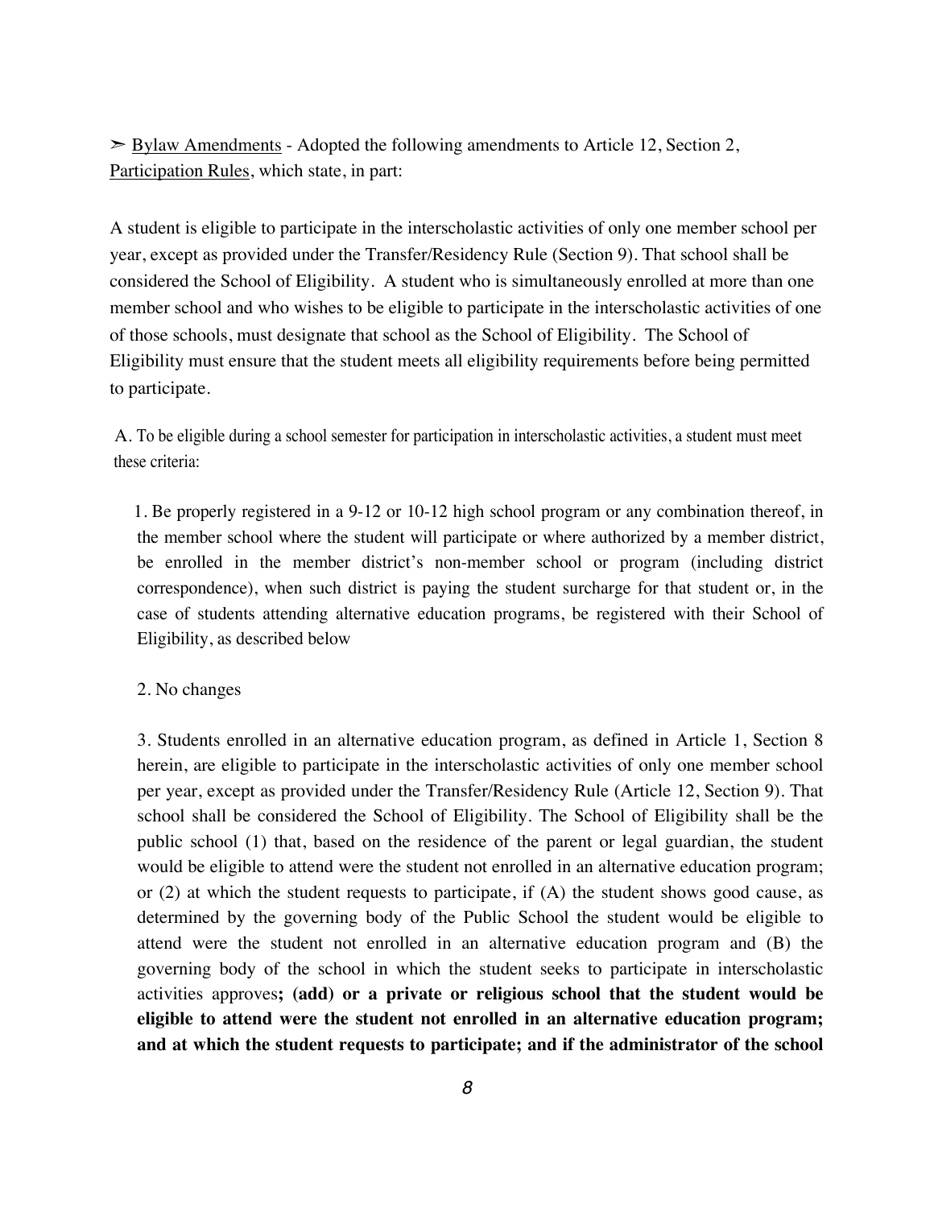➢ Bylaw Amendments - Adopted the following amendments to Article 12, Section 2, Participation Rules, which state, in part:

A student is eligible to participate in the interscholastic activities of only one member school per year, except as provided under the Transfer/Residency Rule (Section 9). That school shall be considered the School of Eligibility. A student who is simultaneously enrolled at more than one member school and who wishes to be eligible to participate in the interscholastic activities of one of those schools, must designate that school as the School of Eligibility. The School of Eligibility must ensure that the student meets all eligibility requirements before being permitted to participate.

A. To be eligible during a school semester for participation in interscholastic activities, a student must meet these criteria:

1. Be properly registered in a 9-12 or 10-12 high school program or any combination thereof, in the member school where the student will participate or where authorized by a member district, be enrolled in the member district's non-member school or program (including district correspondence), when such district is paying the student surcharge for that student or, in the case of students attending alternative education programs, be registered with their School of Eligibility, as described below

2. No changes

3. Students enrolled in an alternative education program, as defined in Article 1, Section 8 herein, are eligible to participate in the interscholastic activities of only one member school per year, except as provided under the Transfer/Residency Rule (Article 12, Section 9). That school shall be considered the School of Eligibility. The School of Eligibility shall be the public school (1) that, based on the residence of the parent or legal guardian, the student would be eligible to attend were the student not enrolled in an alternative education program; or (2) at which the student requests to participate, if (A) the student shows good cause, as determined by the governing body of the Public School the student would be eligible to attend were the student not enrolled in an alternative education program and (B) the governing body of the school in which the student seeks to participate in interscholastic activities approves**; (add) or a private or religious school that the student would be eligible to attend were the student not enrolled in an alternative education program; and at which the student requests to participate; and if the administrator of the school**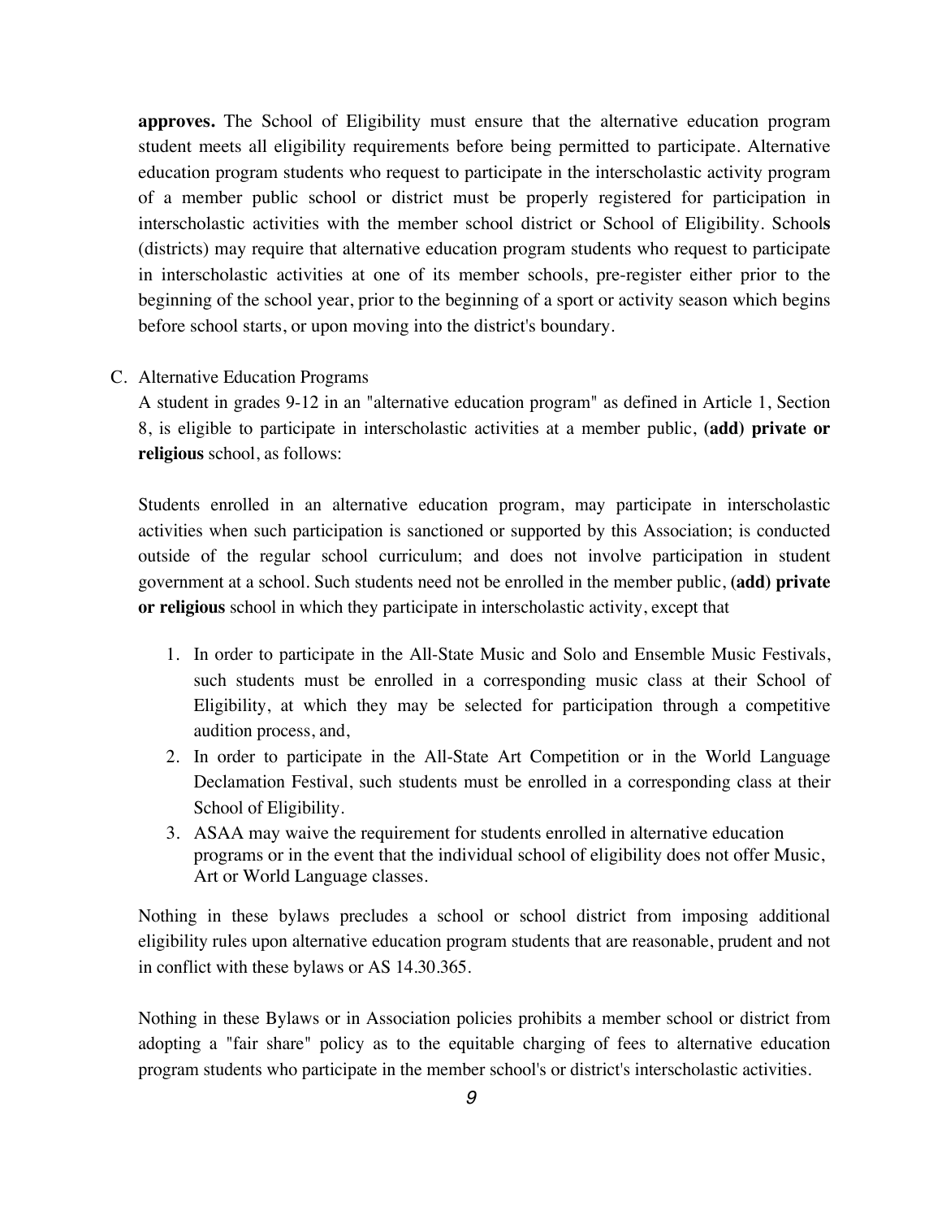**approves.** The School of Eligibility must ensure that the alternative education program student meets all eligibility requirements before being permitted to participate. Alternative education program students who request to participate in the interscholastic activity program of a member public school or district must be properly registered for participation in interscholastic activities with the member school district or School of Eligibility. School**s** (districts) may require that alternative education program students who request to participate in interscholastic activities at one of its member schools, pre-register either prior to the beginning of the school year, prior to the beginning of a sport or activity season which begins before school starts, or upon moving into the district's boundary.

C. Alternative Education Programs

A student in grades 9-12 in an "alternative education program" as defined in Article 1, Section 8, is eligible to participate in interscholastic activities at a member public, **(add) private or religious** school, as follows:

Students enrolled in an alternative education program, may participate in interscholastic activities when such participation is sanctioned or supported by this Association; is conducted outside of the regular school curriculum; and does not involve participation in student government at a school. Such students need not be enrolled in the member public, **(add) private or religious** school in which they participate in interscholastic activity, except that

1. In order to participate in the All-State Music and Solo and Ensemble Music Festivals, such students must be enrolled in a corresponding music class at their School of Eligibility, at which they may be selected for participation through a competitive audition process, and,
2. In order to participate in the All-State Art Competition or in the World Language Declamation Festival, such students must be enrolled in a corresponding class at their School of Eligibility.
3. ASAA may waive the requirement for students enrolled in alternative education programs or in the event that the individual school of eligibility does not offer Music, Art or World Language classes.

Nothing in these bylaws precludes a school or school district from imposing additional eligibility rules upon alternative education program students that are reasonable, prudent and not in conflict with these bylaws or AS 14.30.365.

Nothing in these Bylaws or in Association policies prohibits a member school or district from adopting a "fair share" policy as to the equitable charging of fees to alternative education program students who participate in the member school's or district's interscholastic activities.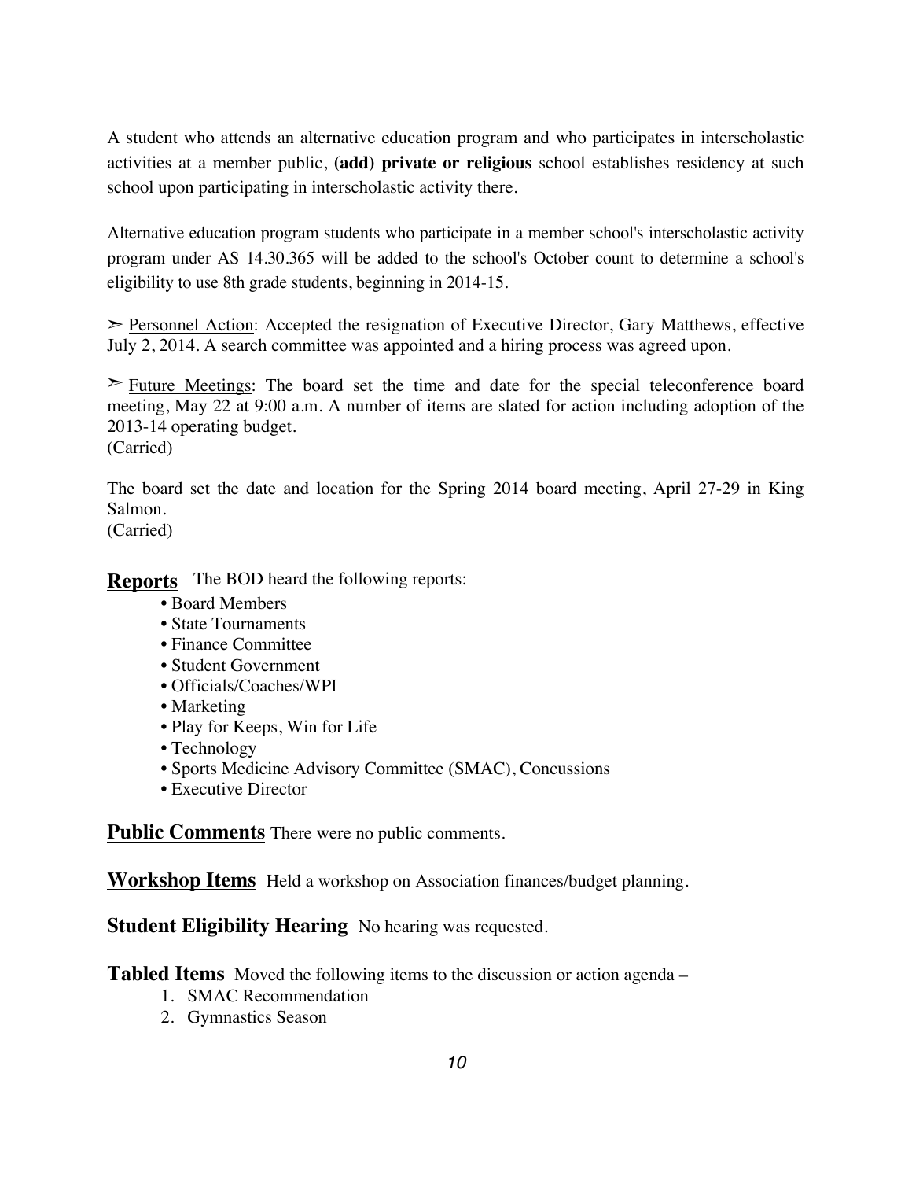A student who attends an alternative education program and who participates in interscholastic activities at a member public, **(add) private or religious** school establishes residency at such school upon participating in interscholastic activity there.

Alternative education program students who participate in a member school's interscholastic activity program under AS 14.30.365 will be added to the school's October count to determine a school's eligibility to use 8th grade students, beginning in 2014-15.

➢ Personnel Action: Accepted the resignation of Executive Director, Gary Matthews, effective July 2, 2014. A search committee was appointed and a hiring process was agreed upon.

➢ Future Meetings: The board set the time and date for the special teleconference board meeting, May 22 at 9:00 a.m. A number of items are slated for action including adoption of the 2013-14 operating budget.
(Carried)

The board set the date and location for the Spring 2014 board meeting, April 27-29 in King Salmon.
(Carried)

**Reports** The BOD heard the following reports:

- Board Members
- State Tournaments
- Finance Committee
- Student Government
- Officials/Coaches/WPI
- Marketing
- Play for Keeps, Win for Life
- Technology
- Sports Medicine Advisory Committee (SMAC), Concussions
- Executive Director

**Public Comments** There were no public comments.

**Workshop Items** Held a workshop on Association finances/budget planning.

**Student Eligibility Hearing** No hearing was requested.

**Tabled Items** Moved the following items to the discussion or action agenda –

1. SMAC Recommendation
2. Gymnastics Season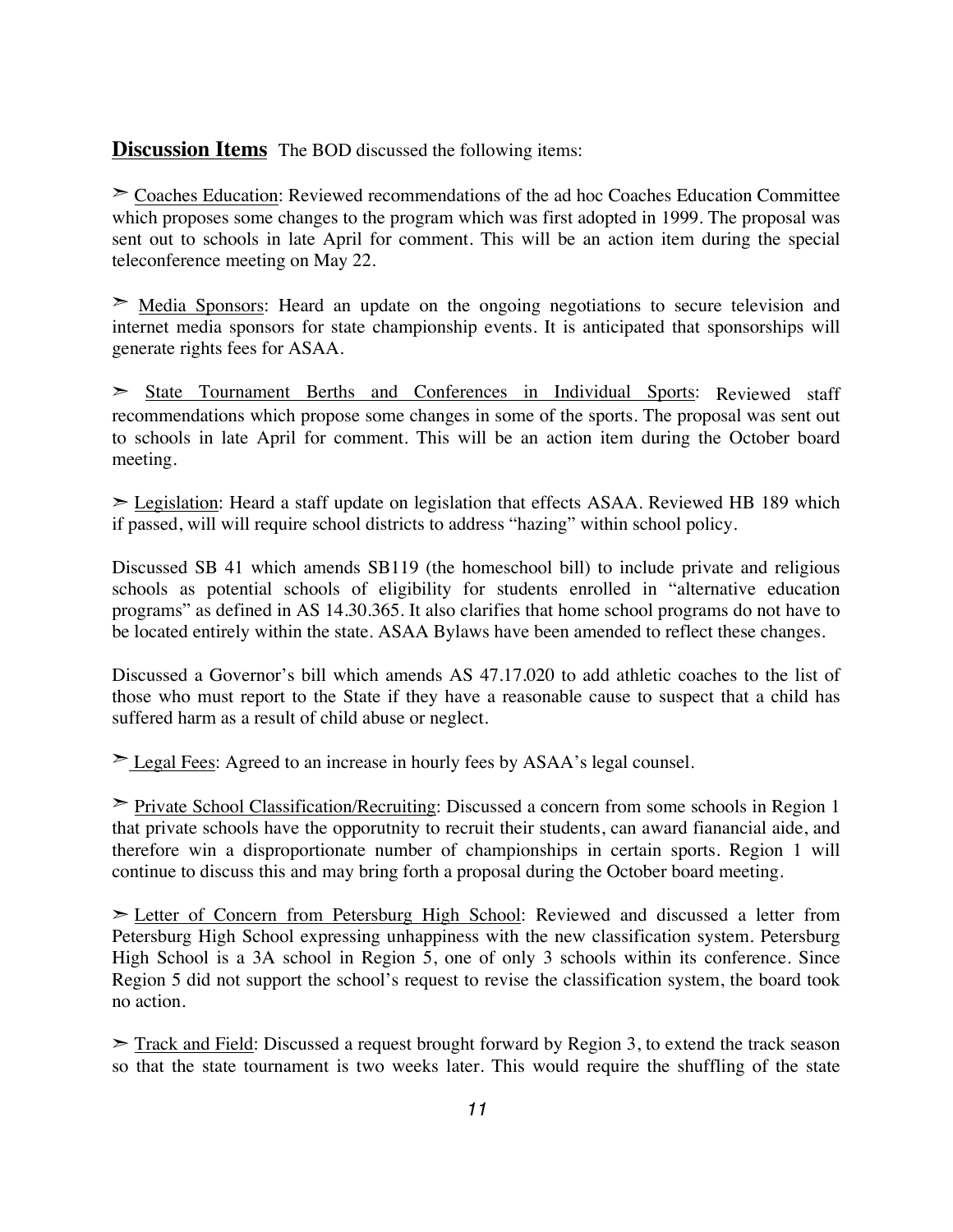**Discussion Items** The BOD discussed the following items:

➣ Coaches Education: Reviewed recommendations of the ad hoc Coaches Education Committee which proposes some changes to the program which was first adopted in 1999. The proposal was sent out to schools in late April for comment. This will be an action item during the special teleconference meeting on May 22.

➣ Media Sponsors: Heard an update on the ongoing negotiations to secure television and internet media sponsors for state championship events. It is anticipated that sponsorships will generate rights fees for ASAA.

➣ State Tournament Berths and Conferences in Individual Sports: Reviewed staff recommendations which propose some changes in some of the sports. The proposal was sent out to schools in late April for comment. This will be an action item during the October board meeting.

➣ Legislation: Heard a staff update on legislation that effects ASAA. Reviewed HB 189 which if passed, will will require school districts to address "hazing" within school policy.

Discussed SB 41 which amends SB119 (the homeschool bill) to include private and religious schools as potential schools of eligibility for students enrolled in "alternative education programs" as defined in AS 14.30.365. It also clarifies that home school programs do not have to be located entirely within the state. ASAA Bylaws have been amended to reflect these changes.

Discussed a Governor's bill which amends AS 47.17.020 to add athletic coaches to the list of those who must report to the State if they have a reasonable cause to suspect that a child has suffered harm as a result of child abuse or neglect.

➣ Legal Fees: Agreed to an increase in hourly fees by ASAA's legal counsel.

➣ Private School Classification/Recruiting: Discussed a concern from some schools in Region 1 that private schools have the opporutnity to recruit their students, can award fianancial aide, and therefore win a disproportionate number of championships in certain sports. Region 1 will continue to discuss this and may bring forth a proposal during the October board meeting.

➣ Letter of Concern from Petersburg High School: Reviewed and discussed a letter from Petersburg High School expressing unhappiness with the new classification system. Petersburg High School is a 3A school in Region 5, one of only 3 schools within its conference. Since Region 5 did not support the school's request to revise the classification system, the board took no action.

➣ Track and Field: Discussed a request brought forward by Region 3, to extend the track season so that the state tournament is two weeks later. This would require the shuffling of the state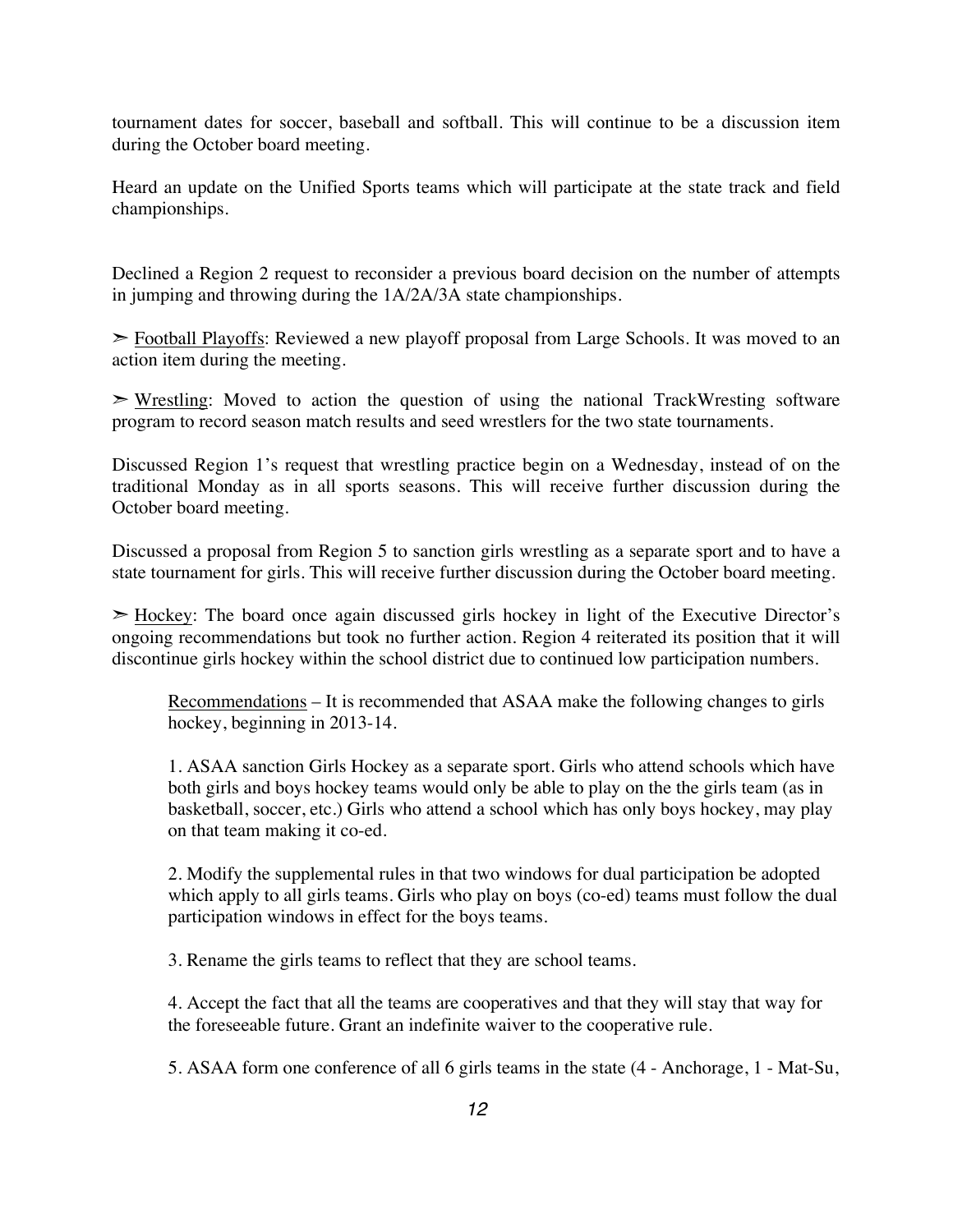tournament dates for soccer, baseball and softball. This will continue to be a discussion item during the October board meeting.

Heard an update on the Unified Sports teams which will participate at the state track and field championships.

Declined a Region 2 request to reconsider a previous board decision on the number of attempts in jumping and throwing during the 1A/2A/3A state championships.

➢ <u>Football Playoffs</u>: Reviewed a new playoff proposal from Large Schools. It was moved to an action item during the meeting.

➢ <u>Wrestling</u>: Moved to action the question of using the national TrackWrestling software program to record season match results and seed wrestlers for the two state tournaments.

Discussed Region 1's request that wrestling practice begin on a Wednesday, instead of on the traditional Monday as in all sports seasons. This will receive further discussion during the October board meeting.

Discussed a proposal from Region 5 to sanction girls wrestling as a separate sport and to have a state tournament for girls. This will receive further discussion during the October board meeting.

➢ <u>Hockey</u>: The board once again discussed girls hockey in light of the Executive Director's ongoing recommendations but took no further action. Region 4 reiterated its position that it will discontinue girls hockey within the school district due to continued low participation numbers.

> <u>Recommendations</u> – It is recommended that ASAA make the following changes to girls hockey, beginning in 2013-14.
>
> 1. ASAA sanction Girls Hockey as a separate sport. Girls who attend schools which have both girls and boys hockey teams would only be able to play on the the girls team (as in basketball, soccer, etc.) Girls who attend a school which has only boys hockey, may play on that team making it co-ed.
>
> 2. Modify the supplemental rules in that two windows for dual participation be adopted which apply to all girls teams. Girls who play on boys (co-ed) teams must follow the dual participation windows in effect for the boys teams.
>
> 3. Rename the girls teams to reflect that they are school teams.
>
> 4. Accept the fact that all the teams are cooperatives and that they will stay that way for the foreseeable future. Grant an indefinite waiver to the cooperative rule.
>
> 5. ASAA form one conference of all 6 girls teams in the state (4 - Anchorage, 1 - Mat-Su,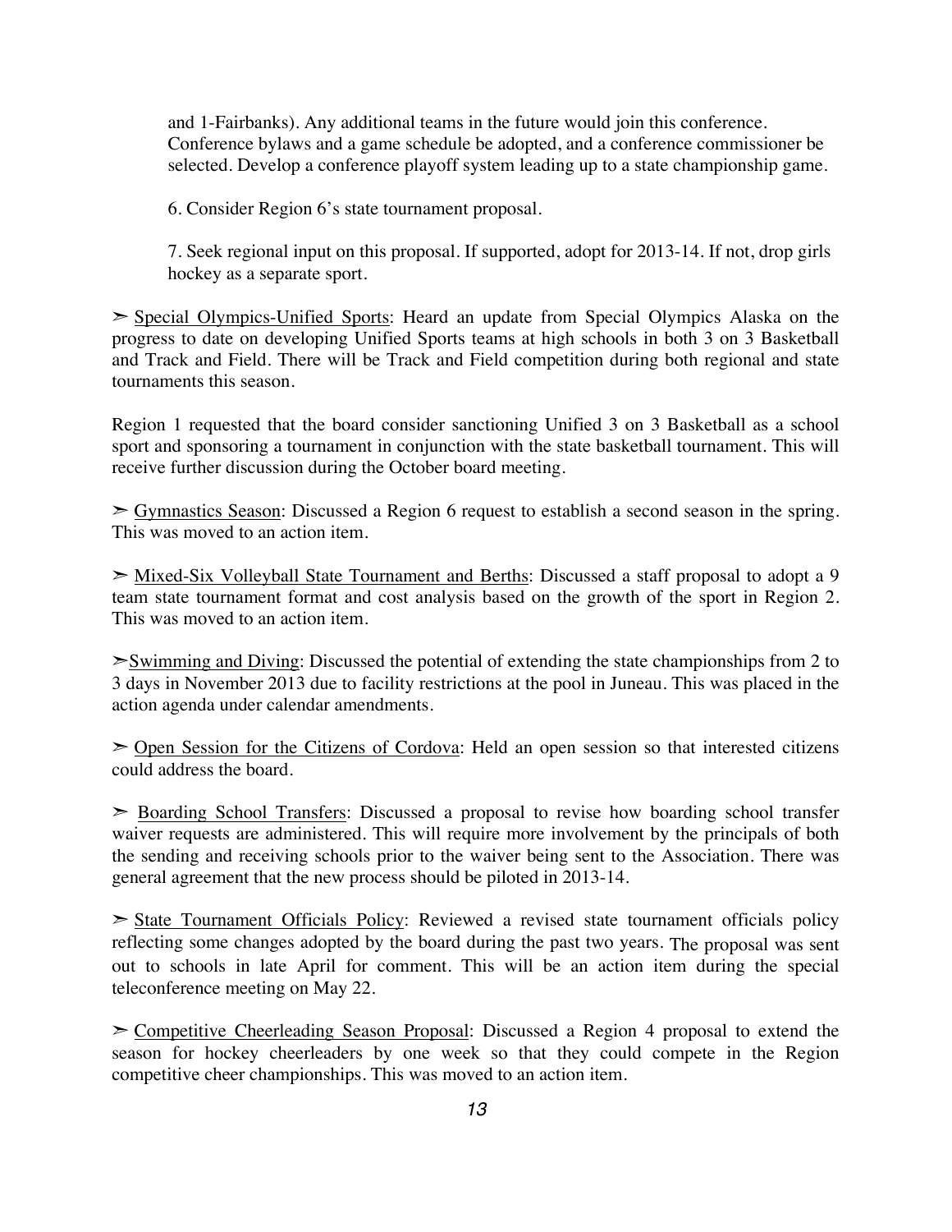and 1-Fairbanks). Any additional teams in the future would join this conference. Conference bylaws and a game schedule be adopted, and a conference commissioner be selected. Develop a conference playoff system leading up to a state championship game.

6. Consider Region 6's state tournament proposal.

7. Seek regional input on this proposal. If supported, adopt for 2013-14. If not, drop girls hockey as a separate sport.

➢ <u>Special Olympics-Unified Sports</u>: Heard an update from Special Olympics Alaska on the progress to date on developing Unified Sports teams at high schools in both 3 on 3 Basketball and Track and Field. There will be Track and Field competition during both regional and state tournaments this season.

Region 1 requested that the board consider sanctioning Unified 3 on 3 Basketball as a school sport and sponsoring a tournament in conjunction with the state basketball tournament. This will receive further discussion during the October board meeting.

➢ <u>Gymnastics Season</u>: Discussed a Region 6 request to establish a second season in the spring. This was moved to an action item.

➢ <u>Mixed-Six Volleyball State Tournament and Berths</u>: Discussed a staff proposal to adopt a 9 team state tournament format and cost analysis based on the growth of the sport in Region 2. This was moved to an action item.

➢ <u>Swimming and Diving</u>: Discussed the potential of extending the state championships from 2 to 3 days in November 2013 due to facility restrictions at the pool in Juneau. This was placed in the action agenda under calendar amendments.

➢ <u>Open Session for the Citizens of Cordova</u>: Held an open session so that interested citizens could address the board.

➢ <u>Boarding School Transfers</u>: Discussed a proposal to revise how boarding school transfer waiver requests are administered. This will require more involvement by the principals of both the sending and receiving schools prior to the waiver being sent to the Association. There was general agreement that the new process should be piloted in 2013-14.

➢ <u>State Tournament Officials Policy</u>: Reviewed a revised state tournament officials policy reflecting some changes adopted by the board during the past two years. The proposal was sent out to schools in late April for comment. This will be an action item during the special teleconference meeting on May 22.

➢ <u>Competitive Cheerleading Season Proposal</u>: Discussed a Region 4 proposal to extend the season for hockey cheerleaders by one week so that they could compete in the Region competitive cheer championships. This was moved to an action item.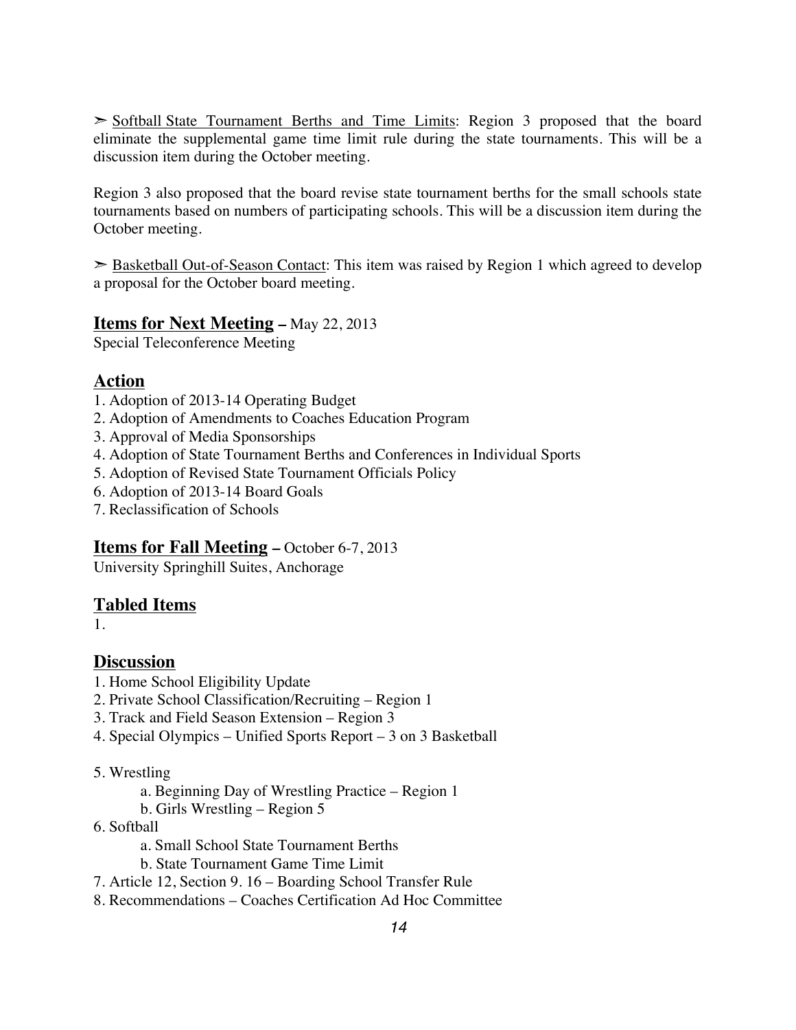➢ Softball State Tournament Berths and Time Limits: Region 3 proposed that the board eliminate the supplemental game time limit rule during the state tournaments. This will be a discussion item during the October meeting.

Region 3 also proposed that the board revise state tournament berths for the small schools state tournaments based on numbers of participating schools. This will be a discussion item during the October meeting.

➢ Basketball Out-of-Season Contact: This item was raised by Region 1 which agreed to develop a proposal for the October board meeting.

## Items for Next Meeting – May 22, 2013

Special Teleconference Meeting

## Action

1. Adoption of 2013-14 Operating Budget
2. Adoption of Amendments to Coaches Education Program
3. Approval of Media Sponsorships
4. Adoption of State Tournament Berths and Conferences in Individual Sports
5. Adoption of Revised State Tournament Officials Policy
6. Adoption of 2013-14 Board Goals
7. Reclassification of Schools

## Items for Fall Meeting – October 6-7, 2013

University Springhill Suites, Anchorage

## Tabled Items

1.

## Discussion

1. Home School Eligibility Update
2. Private School Classification/Recruiting – Region 1
3. Track and Field Season Extension – Region 3
4. Special Olympics – Unified Sports Report – 3 on 3 Basketball
5. Wrestling
    a. Beginning Day of Wrestling Practice – Region 1
    b. Girls Wrestling – Region 5
6. Softball
    a. Small School State Tournament Berths
    b. State Tournament Game Time Limit
7. Article 12, Section 9. 16 – Boarding School Transfer Rule
8. Recommendations – Coaches Certification Ad Hoc Committee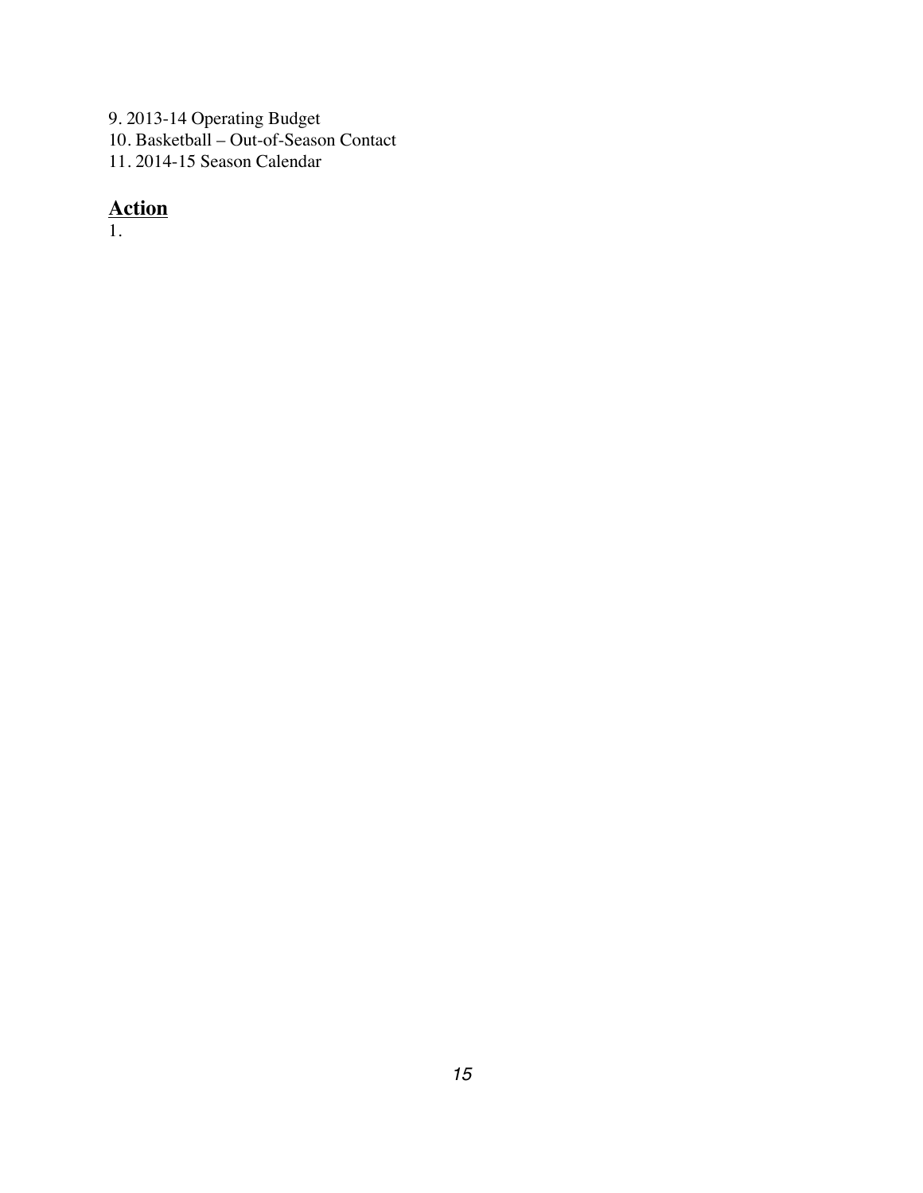9. 2013-14 Operating Budget
10. Basketball – Out-of-Season Contact
11. 2014-15 Season Calendar

## **Action**

1.